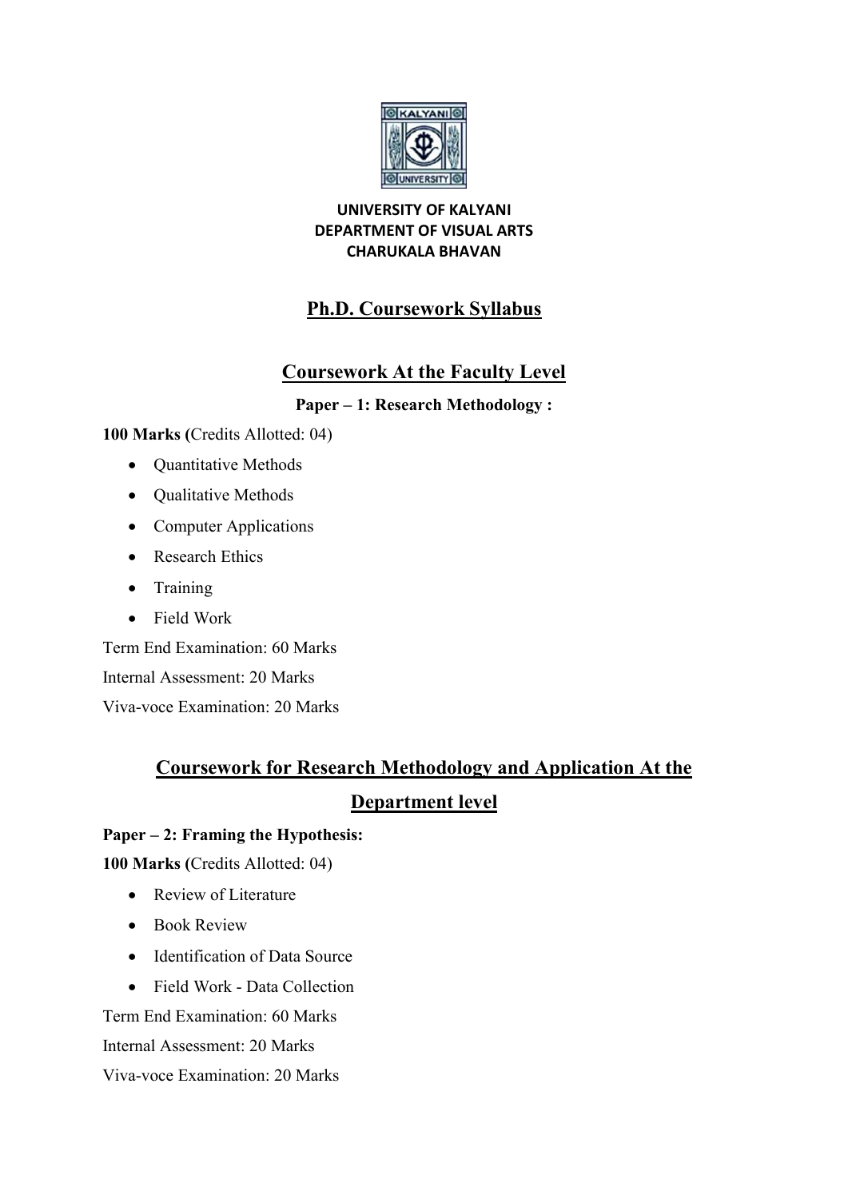**UNIVERSITY OF KALYANI**
**DEPARTMENT OF VISUAL ARTS**
**CHARUKALA BHAVAN**

# Ph.D. Coursework Syllabus

## Coursework At the Faculty Level

**Paper – 1: Research Methodology :**

**100 Marks (**Credits Allotted: 04)

- Quantitative Methods
- Qualitative Methods
- Computer Applications
- Research Ethics
- Training
- Field Work

Term End Examination: 60 Marks

Internal Assessment: 20 Marks

Viva-voce Examination: 20 Marks

## Coursework for Research Methodology and Application At the Department level

**Paper – 2: Framing the Hypothesis:**

**100 Marks (**Credits Allotted: 04)

- Review of Literature
- Book Review
- Identification of Data Source
- Field Work - Data Collection

Term End Examination: 60 Marks

Internal Assessment: 20 Marks

Viva-voce Examination: 20 Marks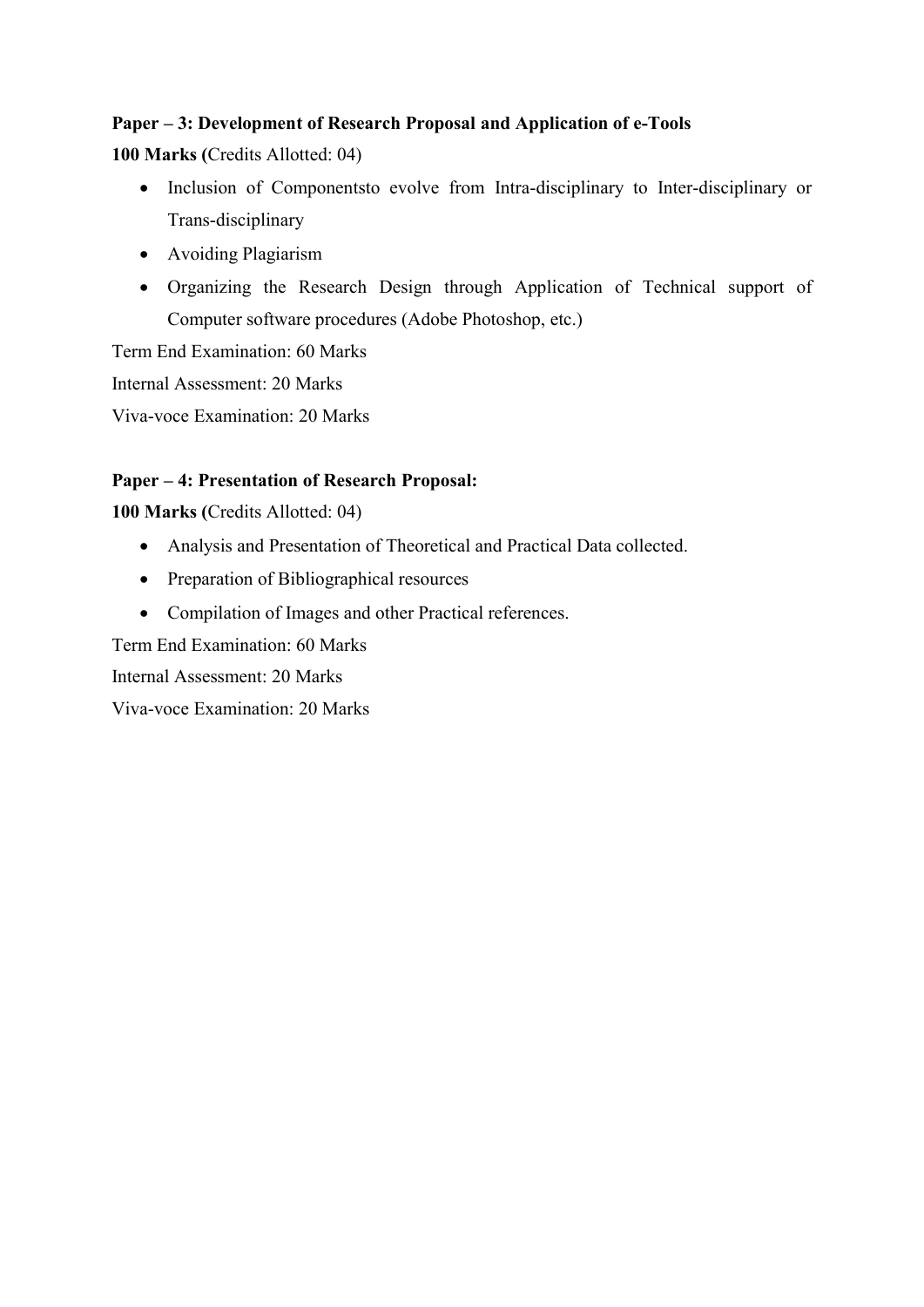**Paper – 3: Development of Research Proposal and Application of e-Tools**

**100 Marks (**Credits Allotted: 04)

- Inclusion of Componentsto evolve from Intra-disciplinary to Inter-disciplinary or Trans-disciplinary
- Avoiding Plagiarism
- Organizing the Research Design through Application of Technical support of Computer software procedures (Adobe Photoshop, etc.)

Term End Examination: 60 Marks

Internal Assessment: 20 Marks

Viva-voce Examination: 20 Marks

**Paper – 4: Presentation of Research Proposal:**

**100 Marks (**Credits Allotted: 04)

- Analysis and Presentation of Theoretical and Practical Data collected.
- Preparation of Bibliographical resources
- Compilation of Images and other Practical references.

Term End Examination: 60 Marks

Internal Assessment: 20 Marks

Viva-voce Examination: 20 Marks